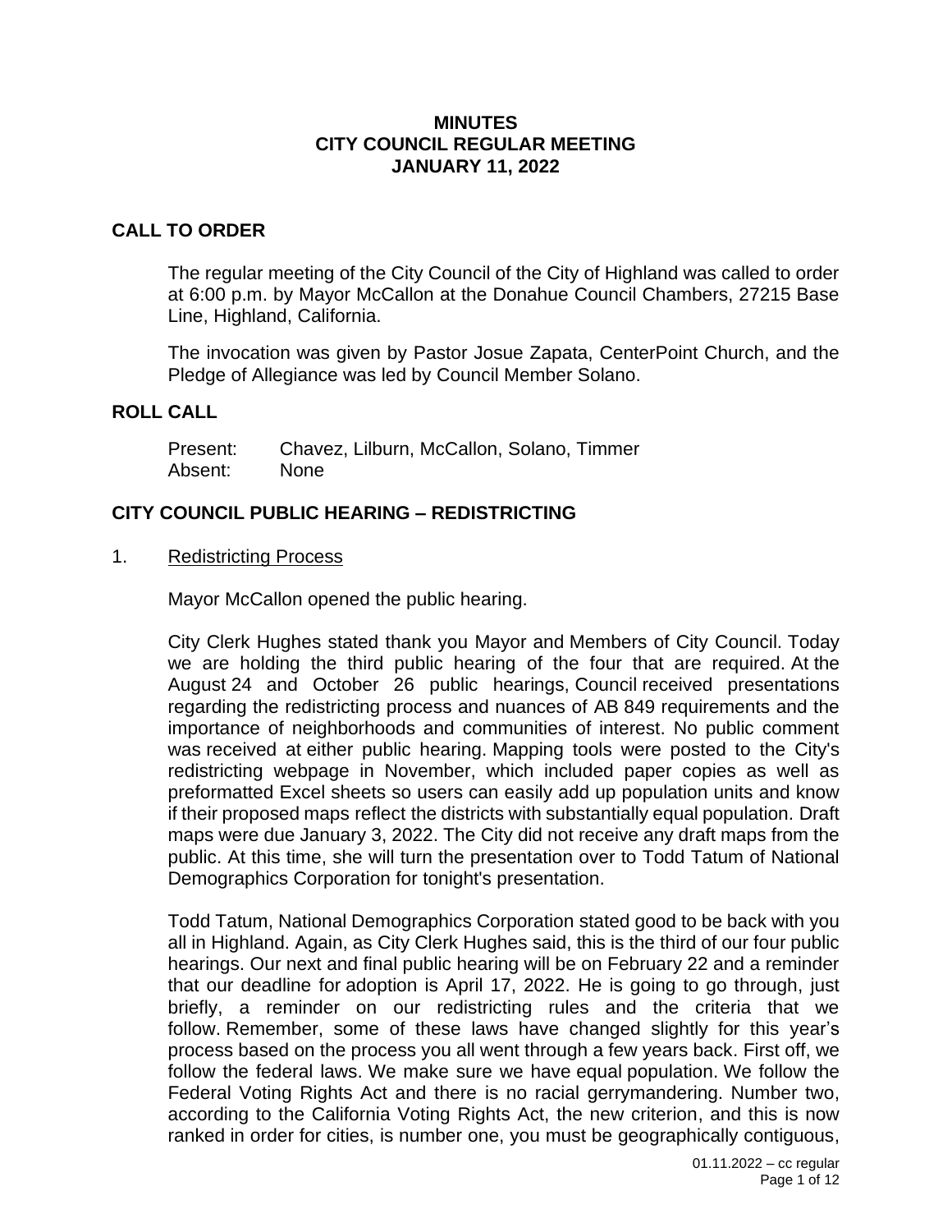# MINUTES
# CITY COUNCIL REGULAR MEETING
# JANUARY 11, 2022

## CALL TO ORDER

The regular meeting of the City Council of the City of Highland was called to order at 6:00 p.m. by Mayor McCallon at the Donahue Council Chambers, 27215 Base Line, Highland, California.

The invocation was given by Pastor Josue Zapata, CenterPoint Church, and the Pledge of Allegiance was led by Council Member Solano.

## ROLL CALL

Present: Chavez, Lilburn, McCallon, Solano, Timmer
Absent: None

## CITY COUNCIL PUBLIC HEARING – REDISTRICTING

1. Redistricting Process

Mayor McCallon opened the public hearing.

City Clerk Hughes stated thank you Mayor and Members of City Council. Today we are holding the third public hearing of the four that are required. At the August 24 and October 26 public hearings, Council received presentations regarding the redistricting process and nuances of AB 849 requirements and the importance of neighborhoods and communities of interest. No public comment was received at either public hearing. Mapping tools were posted to the City's redistricting webpage in November, which included paper copies as well as preformatted Excel sheets so users can easily add up population units and know if their proposed maps reflect the districts with substantially equal population. Draft maps were due January 3, 2022. The City did not receive any draft maps from the public. At this time, she will turn the presentation over to Todd Tatum of National Demographics Corporation for tonight's presentation.

Todd Tatum, National Demographics Corporation stated good to be back with you all in Highland. Again, as City Clerk Hughes said, this is the third of our four public hearings. Our next and final public hearing will be on February 22 and a reminder that our deadline for adoption is April 17, 2022. He is going to go through, just briefly, a reminder on our redistricting rules and the criteria that we follow. Remember, some of these laws have changed slightly for this year's process based on the process you all went through a few years back. First off, we follow the federal laws. We make sure we have equal population. We follow the Federal Voting Rights Act and there is no racial gerrymandering. Number two, according to the California Voting Rights Act, the new criterion, and this is now ranked in order for cities, is number one, you must be geographically contiguous,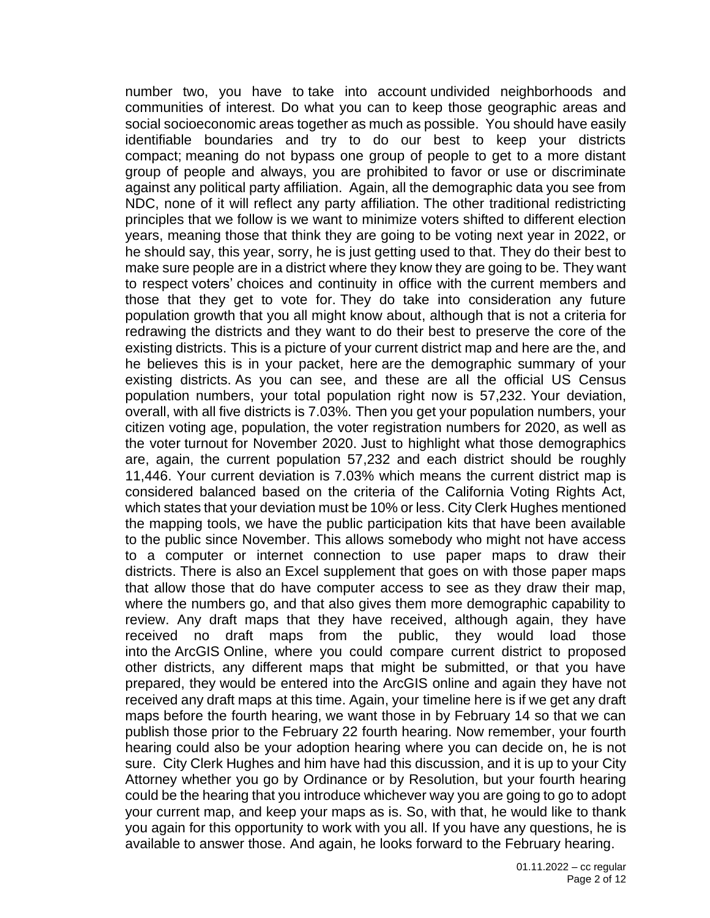number two, you have to take into account undivided neighborhoods and communities of interest. Do what you can to keep those geographic areas and social socioeconomic areas together as much as possible. You should have easily identifiable boundaries and try to do our best to keep your districts compact; meaning do not bypass one group of people to get to a more distant group of people and always, you are prohibited to favor or use or discriminate against any political party affiliation. Again, all the demographic data you see from NDC, none of it will reflect any party affiliation. The other traditional redistricting principles that we follow is we want to minimize voters shifted to different election years, meaning those that think they are going to be voting next year in 2022, or he should say, this year, sorry, he is just getting used to that. They do their best to make sure people are in a district where they know they are going to be. They want to respect voters' choices and continuity in office with the current members and those that they get to vote for. They do take into consideration any future population growth that you all might know about, although that is not a criteria for redrawing the districts and they want to do their best to preserve the core of the existing districts. This is a picture of your current district map and here are the, and he believes this is in your packet, here are the demographic summary of your existing districts. As you can see, and these are all the official US Census population numbers, your total population right now is 57,232. Your deviation, overall, with all five districts is 7.03%. Then you get your population numbers, your citizen voting age, population, the voter registration numbers for 2020, as well as the voter turnout for November 2020. Just to highlight what those demographics are, again, the current population 57,232 and each district should be roughly 11,446. Your current deviation is 7.03% which means the current district map is considered balanced based on the criteria of the California Voting Rights Act, which states that your deviation must be 10% or less. City Clerk Hughes mentioned the mapping tools, we have the public participation kits that have been available to the public since November. This allows somebody who might not have access to a computer or internet connection to use paper maps to draw their districts. There is also an Excel supplement that goes on with those paper maps that allow those that do have computer access to see as they draw their map, where the numbers go, and that also gives them more demographic capability to review. Any draft maps that they have received, although again, they have received no draft maps from the public, they would load those into the ArcGIS Online, where you could compare current district to proposed other districts, any different maps that might be submitted, or that you have prepared, they would be entered into the ArcGIS online and again they have not received any draft maps at this time. Again, your timeline here is if we get any draft maps before the fourth hearing, we want those in by February 14 so that we can publish those prior to the February 22 fourth hearing. Now remember, your fourth hearing could also be your adoption hearing where you can decide on, he is not sure. City Clerk Hughes and him have had this discussion, and it is up to your City Attorney whether you go by Ordinance or by Resolution, but your fourth hearing could be the hearing that you introduce whichever way you are going to go to adopt your current map, and keep your maps as is. So, with that, he would like to thank you again for this opportunity to work with you all. If you have any questions, he is available to answer those. And again, he looks forward to the February hearing.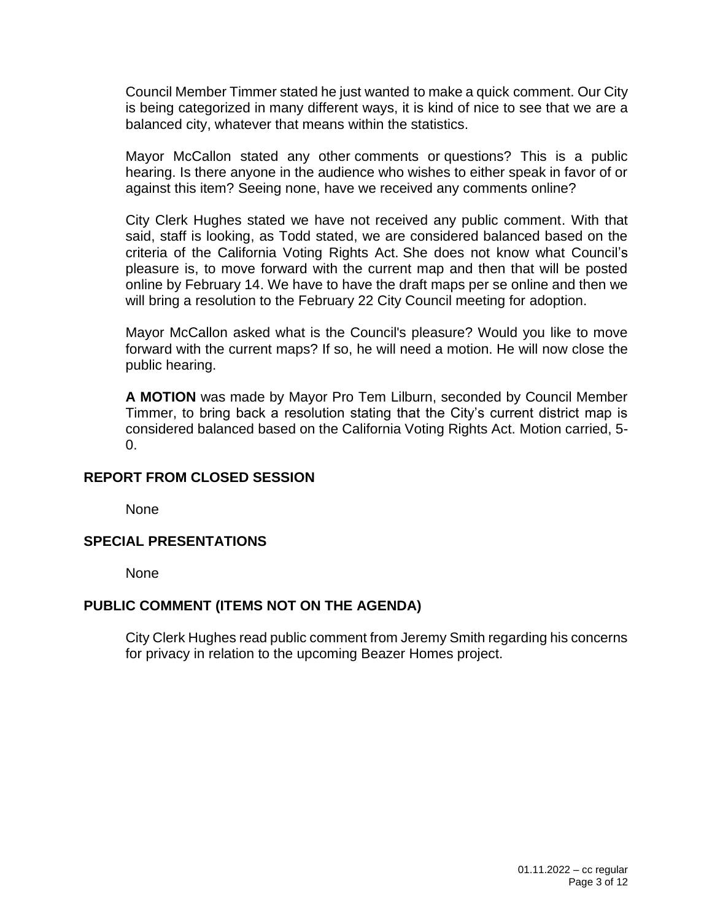Council Member Timmer stated he just wanted to make a quick comment. Our City is being categorized in many different ways, it is kind of nice to see that we are a balanced city, whatever that means within the statistics.

Mayor McCallon stated any other comments or questions? This is a public hearing. Is there anyone in the audience who wishes to either speak in favor of or against this item? Seeing none, have we received any comments online?

City Clerk Hughes stated we have not received any public comment. With that said, staff is looking, as Todd stated, we are considered balanced based on the criteria of the California Voting Rights Act. She does not know what Council's pleasure is, to move forward with the current map and then that will be posted online by February 14. We have to have the draft maps per se online and then we will bring a resolution to the February 22 City Council meeting for adoption.

Mayor McCallon asked what is the Council's pleasure? Would you like to move forward with the current maps? If so, he will need a motion. He will now close the public hearing.

**A MOTION** was made by Mayor Pro Tem Lilburn, seconded by Council Member Timmer, to bring back a resolution stating that the City's current district map is considered balanced based on the California Voting Rights Act. Motion carried, 5-0.

## REPORT FROM CLOSED SESSION

None

## SPECIAL PRESENTATIONS

None

## PUBLIC COMMENT (ITEMS NOT ON THE AGENDA)

City Clerk Hughes read public comment from Jeremy Smith regarding his concerns for privacy in relation to the upcoming Beazer Homes project.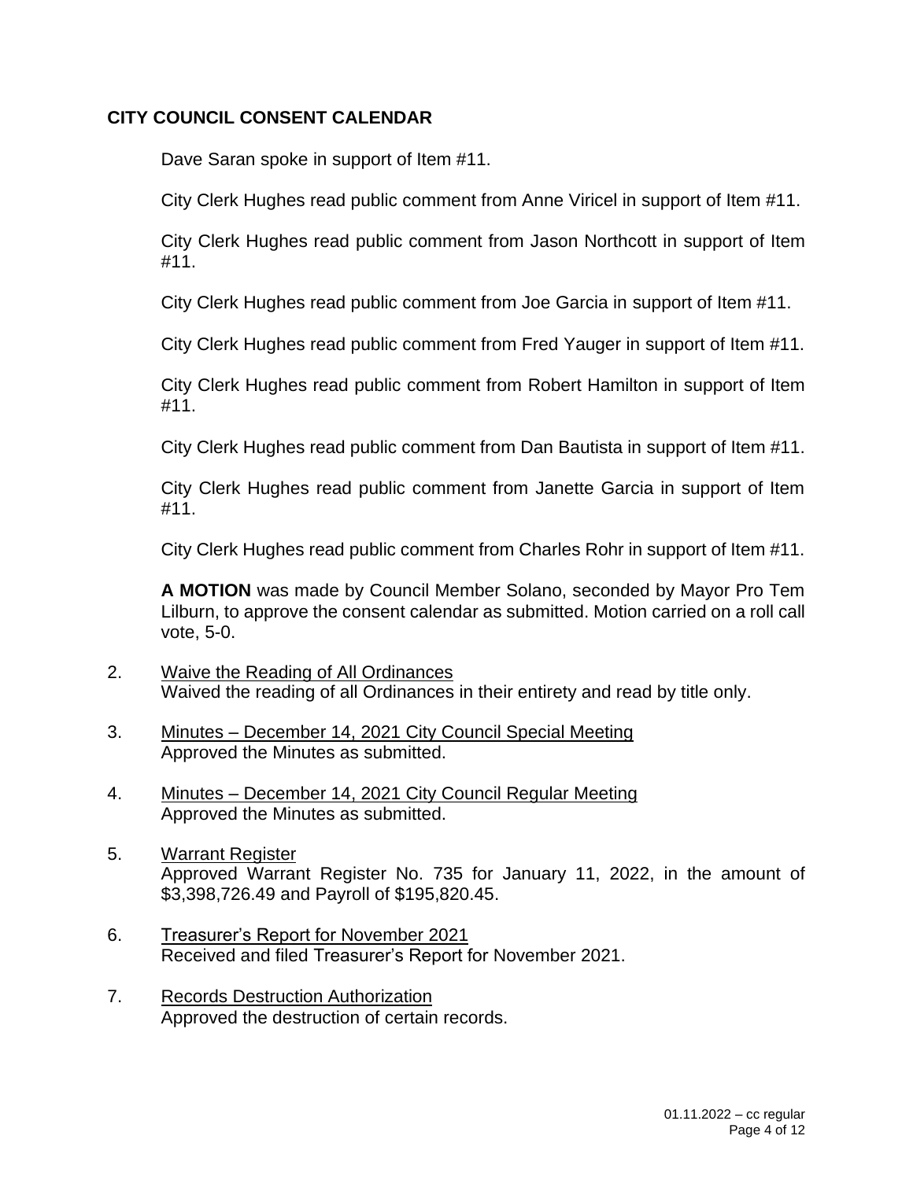## CITY COUNCIL CONSENT CALENDAR

Dave Saran spoke in support of Item #11.

City Clerk Hughes read public comment from Anne Viricel in support of Item #11.

City Clerk Hughes read public comment from Jason Northcott in support of Item #11.

City Clerk Hughes read public comment from Joe Garcia in support of Item #11.

City Clerk Hughes read public comment from Fred Yauger in support of Item #11.

City Clerk Hughes read public comment from Robert Hamilton in support of Item #11.

City Clerk Hughes read public comment from Dan Bautista in support of Item #11.

City Clerk Hughes read public comment from Janette Garcia in support of Item #11.

City Clerk Hughes read public comment from Charles Rohr in support of Item #11.

**A MOTION** was made by Council Member Solano, seconded by Mayor Pro Tem Lilburn, to approve the consent calendar as submitted. Motion carried on a roll call vote, 5-0.

2. Waive the Reading of All Ordinances
   Waived the reading of all Ordinances in their entirety and read by title only.

3. Minutes – December 14, 2021 City Council Special Meeting
   Approved the Minutes as submitted.

4. Minutes – December 14, 2021 City Council Regular Meeting
   Approved the Minutes as submitted.

5. Warrant Register
   Approved Warrant Register No. 735 for January 11, 2022, in the amount of $3,398,726.49 and Payroll of $195,820.45.

6. Treasurer's Report for November 2021
   Received and filed Treasurer's Report for November 2021.

7. Records Destruction Authorization
   Approved the destruction of certain records.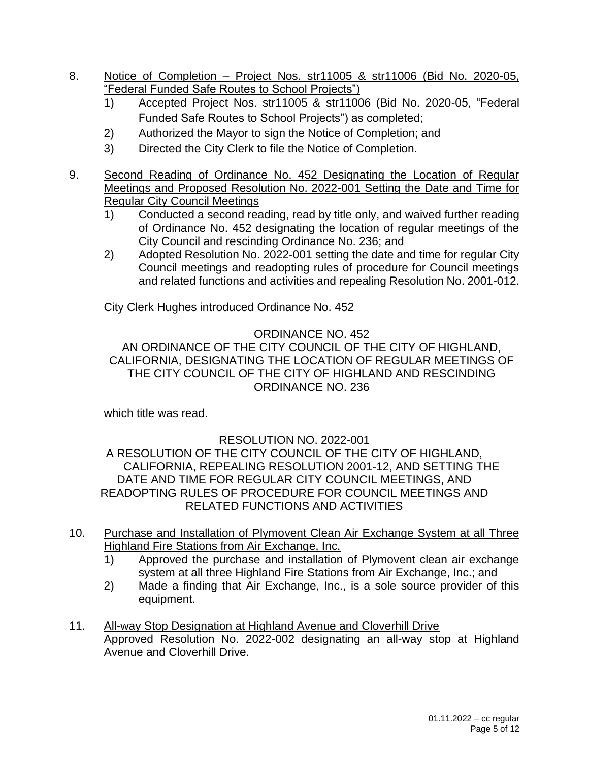8. <u>Notice of Completion – Project Nos. str11005 & str11006 (Bid No. 2020-05, "Federal Funded Safe Routes to School Projects")</u>
   1) Accepted Project Nos. str11005 & str11006 (Bid No. 2020-05, "Federal Funded Safe Routes to School Projects") as completed;
   2) Authorized the Mayor to sign the Notice of Completion; and
   3) Directed the City Clerk to file the Notice of Completion.

9. <u>Second Reading of Ordinance No. 452 Designating the Location of Regular Meetings and Proposed Resolution No. 2022-001 Setting the Date and Time for Regular City Council Meetings</u>
   1) Conducted a second reading, read by title only, and waived further reading of Ordinance No. 452 designating the location of regular meetings of the City Council and rescinding Ordinance No. 236; and
   2) Adopted Resolution No. 2022-001 setting the date and time for regular City Council meetings and readopting rules of procedure for Council meetings and related functions and activities and repealing Resolution No. 2001-012.

   City Clerk Hughes introduced Ordinance No. 452

   ORDINANCE NO. 452
   AN ORDINANCE OF THE CITY COUNCIL OF THE CITY OF HIGHLAND, CALIFORNIA, DESIGNATING THE LOCATION OF REGULAR MEETINGS OF THE CITY COUNCIL OF THE CITY OF HIGHLAND AND RESCINDING ORDINANCE NO. 236

   which title was read.

   RESOLUTION NO. 2022-001
   A RESOLUTION OF THE CITY COUNCIL OF THE CITY OF HIGHLAND, CALIFORNIA, REPEALING RESOLUTION 2001-12, AND SETTING THE DATE AND TIME FOR REGULAR CITY COUNCIL MEETINGS, AND READOPTING RULES OF PROCEDURE FOR COUNCIL MEETINGS AND RELATED FUNCTIONS AND ACTIVITIES

10. <u>Purchase and Installation of Plymovent Clean Air Exchange System at all Three Highland Fire Stations from Air Exchange, Inc.</u>
    1) Approved the purchase and installation of Plymovent clean air exchange system at all three Highland Fire Stations from Air Exchange, Inc.; and
    2) Made a finding that Air Exchange, Inc., is a sole source provider of this equipment.

11. <u>All-way Stop Designation at Highland Avenue and Cloverhill Drive</u>
    Approved Resolution No. 2022-002 designating an all-way stop at Highland Avenue and Cloverhill Drive.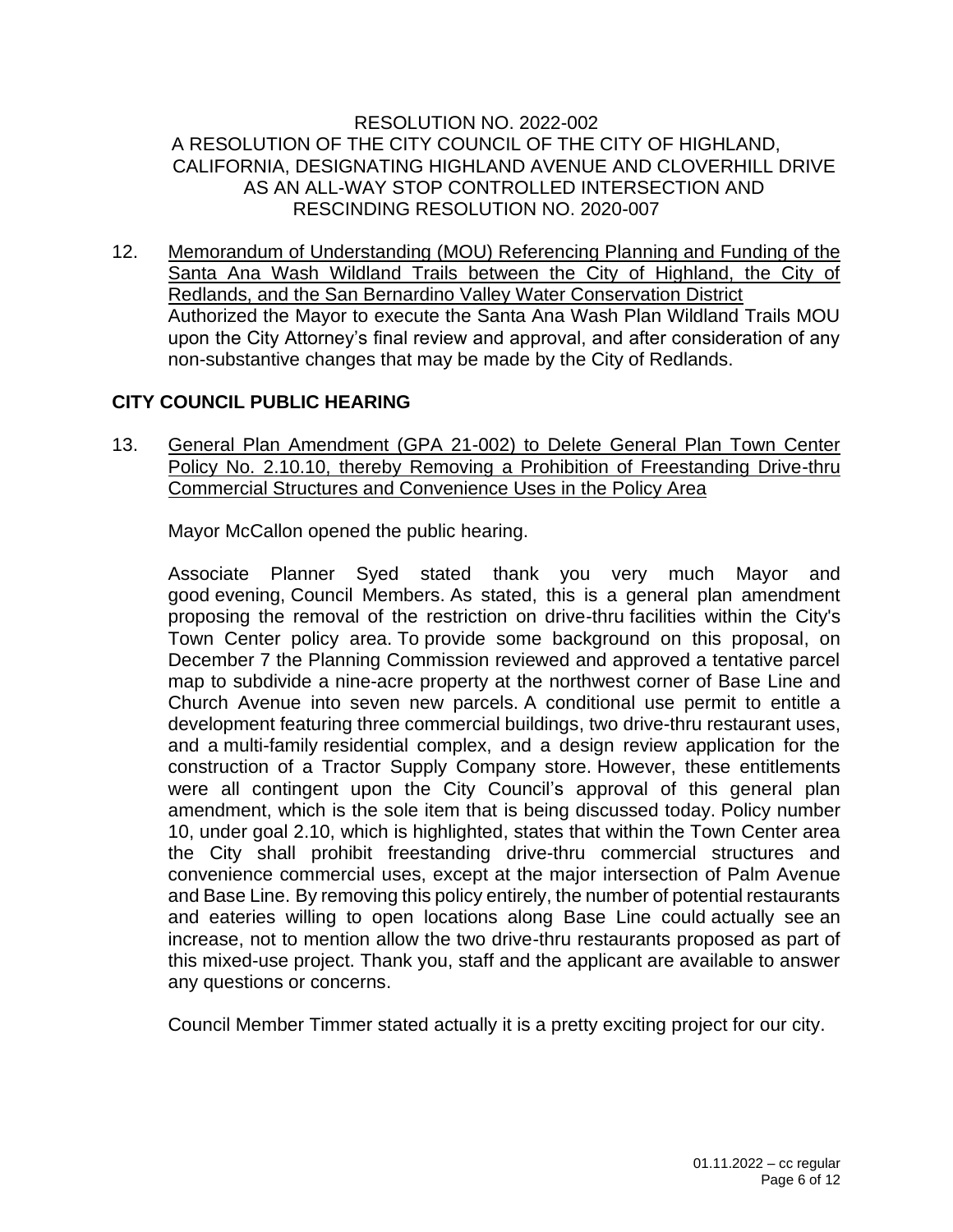RESOLUTION NO. 2022-002
A RESOLUTION OF THE CITY COUNCIL OF THE CITY OF HIGHLAND, CALIFORNIA, DESIGNATING HIGHLAND AVENUE AND CLOVERHILL DRIVE AS AN ALL-WAY STOP CONTROLLED INTERSECTION AND RESCINDING RESOLUTION NO. 2020-007

12. Memorandum of Understanding (MOU) Referencing Planning and Funding of the Santa Ana Wash Wildland Trails between the City of Highland, the City of Redlands, and the San Bernardino Valley Water Conservation District
Authorized the Mayor to execute the Santa Ana Wash Plan Wildland Trails MOU upon the City Attorney's final review and approval, and after consideration of any non-substantive changes that may be made by the City of Redlands.

## CITY COUNCIL PUBLIC HEARING

13. General Plan Amendment (GPA 21-002) to Delete General Plan Town Center Policy No. 2.10.10, thereby Removing a Prohibition of Freestanding Drive-thru Commercial Structures and Convenience Uses in the Policy Area

Mayor McCallon opened the public hearing.

Associate Planner Syed stated thank you very much Mayor and good evening, Council Members. As stated, this is a general plan amendment proposing the removal of the restriction on drive-thru facilities within the City's Town Center policy area. To provide some background on this proposal, on December 7 the Planning Commission reviewed and approved a tentative parcel map to subdivide a nine-acre property at the northwest corner of Base Line and Church Avenue into seven new parcels. A conditional use permit to entitle a development featuring three commercial buildings, two drive-thru restaurant uses, and a multi-family residential complex, and a design review application for the construction of a Tractor Supply Company store. However, these entitlements were all contingent upon the City Council's approval of this general plan amendment, which is the sole item that is being discussed today. Policy number 10, under goal 2.10, which is highlighted, states that within the Town Center area the City shall prohibit freestanding drive-thru commercial structures and convenience commercial uses, except at the major intersection of Palm Avenue and Base Line. By removing this policy entirely, the number of potential restaurants and eateries willing to open locations along Base Line could actually see an increase, not to mention allow the two drive-thru restaurants proposed as part of this mixed-use project. Thank you, staff and the applicant are available to answer any questions or concerns.

Council Member Timmer stated actually it is a pretty exciting project for our city.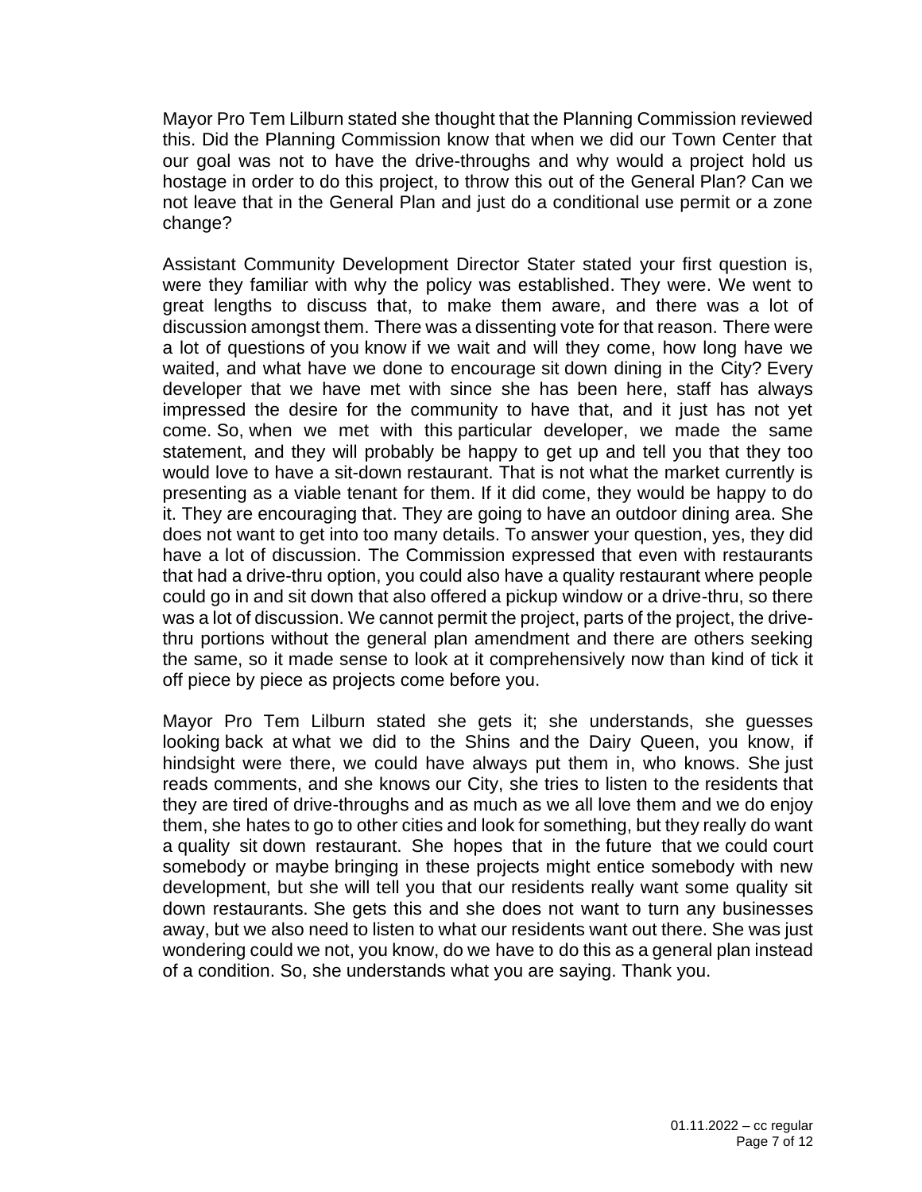Mayor Pro Tem Lilburn stated she thought that the Planning Commission reviewed this. Did the Planning Commission know that when we did our Town Center that our goal was not to have the drive-throughs and why would a project hold us hostage in order to do this project, to throw this out of the General Plan? Can we not leave that in the General Plan and just do a conditional use permit or a zone change?

Assistant Community Development Director Stater stated your first question is, were they familiar with why the policy was established. They were. We went to great lengths to discuss that, to make them aware, and there was a lot of discussion amongst them. There was a dissenting vote for that reason. There were a lot of questions of you know if we wait and will they come, how long have we waited, and what have we done to encourage sit down dining in the City? Every developer that we have met with since she has been here, staff has always impressed the desire for the community to have that, and it just has not yet come. So, when we met with this particular developer, we made the same statement, and they will probably be happy to get up and tell you that they too would love to have a sit-down restaurant. That is not what the market currently is presenting as a viable tenant for them. If it did come, they would be happy to do it. They are encouraging that. They are going to have an outdoor dining area. She does not want to get into too many details. To answer your question, yes, they did have a lot of discussion. The Commission expressed that even with restaurants that had a drive-thru option, you could also have a quality restaurant where people could go in and sit down that also offered a pickup window or a drive-thru, so there was a lot of discussion. We cannot permit the project, parts of the project, the drive-thru portions without the general plan amendment and there are others seeking the same, so it made sense to look at it comprehensively now than kind of tick it off piece by piece as projects come before you.

Mayor Pro Tem Lilburn stated she gets it; she understands, she guesses looking back at what we did to the Shins and the Dairy Queen, you know, if hindsight were there, we could have always put them in, who knows. She just reads comments, and she knows our City, she tries to listen to the residents that they are tired of drive-throughs and as much as we all love them and we do enjoy them, she hates to go to other cities and look for something, but they really do want a quality sit down restaurant. She hopes that in the future that we could court somebody or maybe bringing in these projects might entice somebody with new development, but she will tell you that our residents really want some quality sit down restaurants. She gets this and she does not want to turn any businesses away, but we also need to listen to what our residents want out there. She was just wondering could we not, you know, do we have to do this as a general plan instead of a condition. So, she understands what you are saying. Thank you.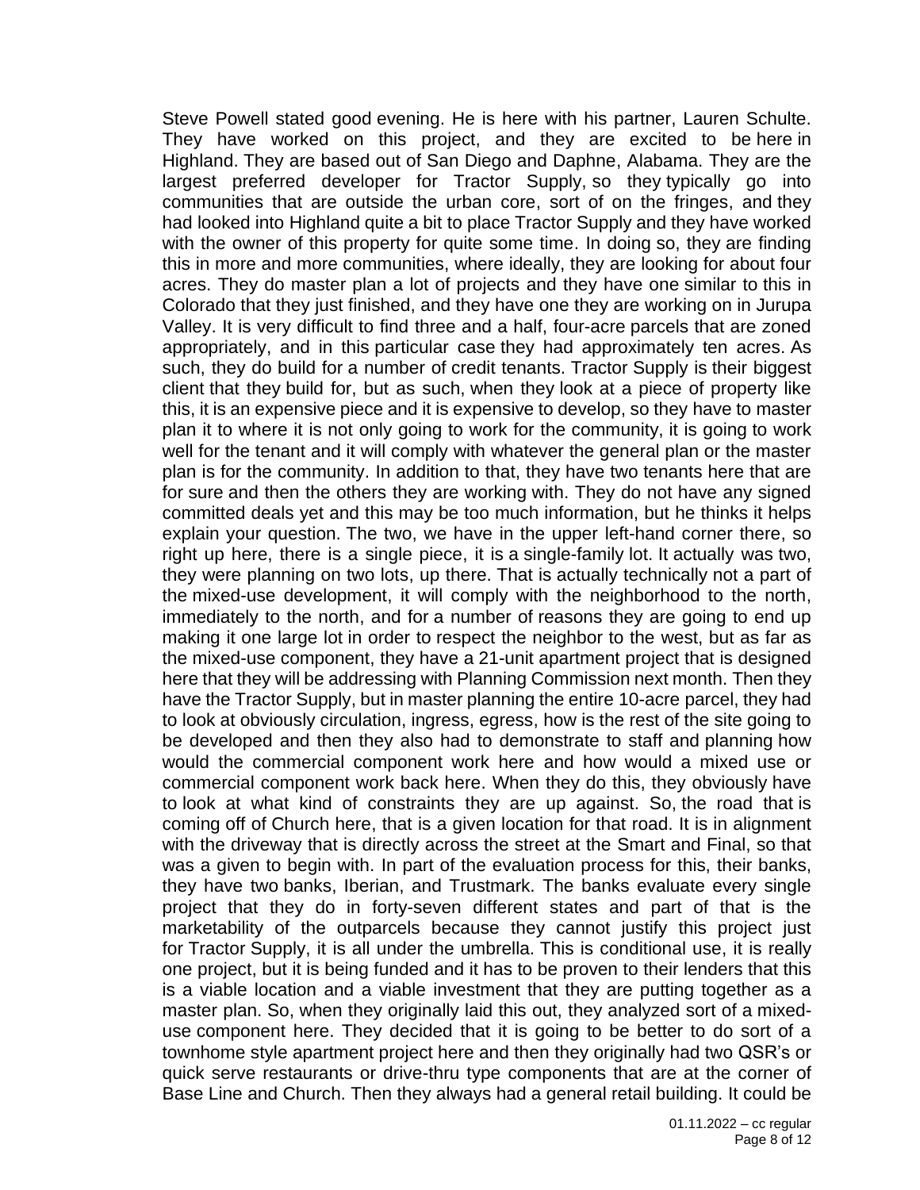Steve Powell stated good evening. He is here with his partner, Lauren Schulte. They have worked on this project, and they are excited to be here in Highland. They are based out of San Diego and Daphne, Alabama. They are the largest preferred developer for Tractor Supply, so they typically go into communities that are outside the urban core, sort of on the fringes, and they had looked into Highland quite a bit to place Tractor Supply and they have worked with the owner of this property for quite some time. In doing so, they are finding this in more and more communities, where ideally, they are looking for about four acres. They do master plan a lot of projects and they have one similar to this in Colorado that they just finished, and they have one they are working on in Jurupa Valley. It is very difficult to find three and a half, four-acre parcels that are zoned appropriately, and in this particular case they had approximately ten acres. As such, they do build for a number of credit tenants. Tractor Supply is their biggest client that they build for, but as such, when they look at a piece of property like this, it is an expensive piece and it is expensive to develop, so they have to master plan it to where it is not only going to work for the community, it is going to work well for the tenant and it will comply with whatever the general plan or the master plan is for the community. In addition to that, they have two tenants here that are for sure and then the others they are working with. They do not have any signed committed deals yet and this may be too much information, but he thinks it helps explain your question. The two, we have in the upper left-hand corner there, so right up here, there is a single piece, it is a single-family lot. It actually was two, they were planning on two lots, up there. That is actually technically not a part of the mixed-use development, it will comply with the neighborhood to the north, immediately to the north, and for a number of reasons they are going to end up making it one large lot in order to respect the neighbor to the west, but as far as the mixed-use component, they have a 21-unit apartment project that is designed here that they will be addressing with Planning Commission next month. Then they have the Tractor Supply, but in master planning the entire 10-acre parcel, they had to look at obviously circulation, ingress, egress, how is the rest of the site going to be developed and then they also had to demonstrate to staff and planning how would the commercial component work here and how would a mixed use or commercial component work back here. When they do this, they obviously have to look at what kind of constraints they are up against. So, the road that is coming off of Church here, that is a given location for that road. It is in alignment with the driveway that is directly across the street at the Smart and Final, so that was a given to begin with. In part of the evaluation process for this, their banks, they have two banks, Iberian, and Trustmark. The banks evaluate every single project that they do in forty-seven different states and part of that is the marketability of the outparcels because they cannot justify this project just for Tractor Supply, it is all under the umbrella. This is conditional use, it is really one project, but it is being funded and it has to be proven to their lenders that this is a viable location and a viable investment that they are putting together as a master plan. So, when they originally laid this out, they analyzed sort of a mixed-use component here. They decided that it is going to be better to do sort of a townhome style apartment project here and then they originally had two QSR's or quick serve restaurants or drive-thru type components that are at the corner of Base Line and Church. Then they always had a general retail building. It could be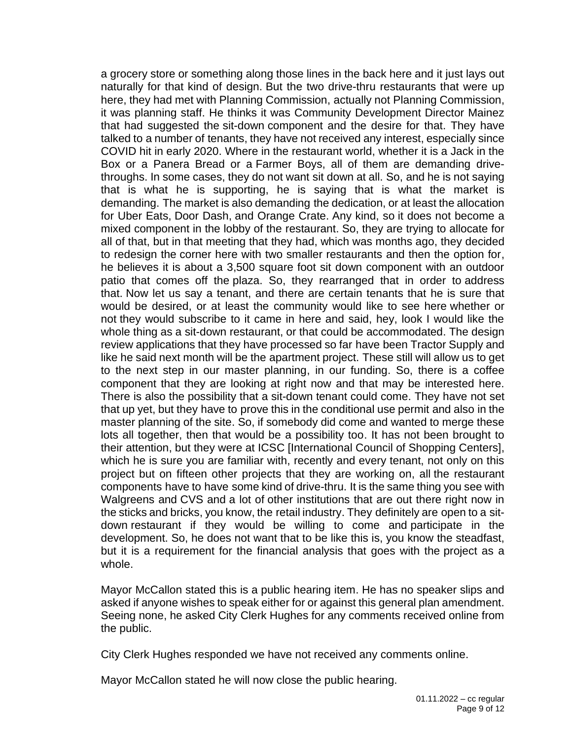a grocery store or something along those lines in the back here and it just lays out naturally for that kind of design. But the two drive-thru restaurants that were up here, they had met with Planning Commission, actually not Planning Commission, it was planning staff. He thinks it was Community Development Director Mainez that had suggested the sit-down component and the desire for that. They have talked to a number of tenants, they have not received any interest, especially since COVID hit in early 2020. Where in the restaurant world, whether it is a Jack in the Box or a Panera Bread or a Farmer Boys, all of them are demanding drive-throughs. In some cases, they do not want sit down at all. So, and he is not saying that is what he is supporting, he is saying that is what the market is demanding. The market is also demanding the dedication, or at least the allocation for Uber Eats, Door Dash, and Orange Crate. Any kind, so it does not become a mixed component in the lobby of the restaurant. So, they are trying to allocate for all of that, but in that meeting that they had, which was months ago, they decided to redesign the corner here with two smaller restaurants and then the option for, he believes it is about a 3,500 square foot sit down component with an outdoor patio that comes off the plaza. So, they rearranged that in order to address that. Now let us say a tenant, and there are certain tenants that he is sure that would be desired, or at least the community would like to see here whether or not they would subscribe to it came in here and said, hey, look I would like the whole thing as a sit-down restaurant, or that could be accommodated. The design review applications that they have processed so far have been Tractor Supply and like he said next month will be the apartment project. These still will allow us to get to the next step in our master planning, in our funding. So, there is a coffee component that they are looking at right now and that may be interested here. There is also the possibility that a sit-down tenant could come. They have not set that up yet, but they have to prove this in the conditional use permit and also in the master planning of the site. So, if somebody did come and wanted to merge these lots all together, then that would be a possibility too. It has not been brought to their attention, but they were at ICSC [International Council of Shopping Centers], which he is sure you are familiar with, recently and every tenant, not only on this project but on fifteen other projects that they are working on, all the restaurant components have to have some kind of drive-thru. It is the same thing you see with Walgreens and CVS and a lot of other institutions that are out there right now in the sticks and bricks, you know, the retail industry. They definitely are open to a sit-down restaurant if they would be willing to come and participate in the development. So, he does not want that to be like this is, you know the steadfast, but it is a requirement for the financial analysis that goes with the project as a whole.

Mayor McCallon stated this is a public hearing item. He has no speaker slips and asked if anyone wishes to speak either for or against this general plan amendment. Seeing none, he asked City Clerk Hughes for any comments received online from the public.

City Clerk Hughes responded we have not received any comments online.

Mayor McCallon stated he will now close the public hearing.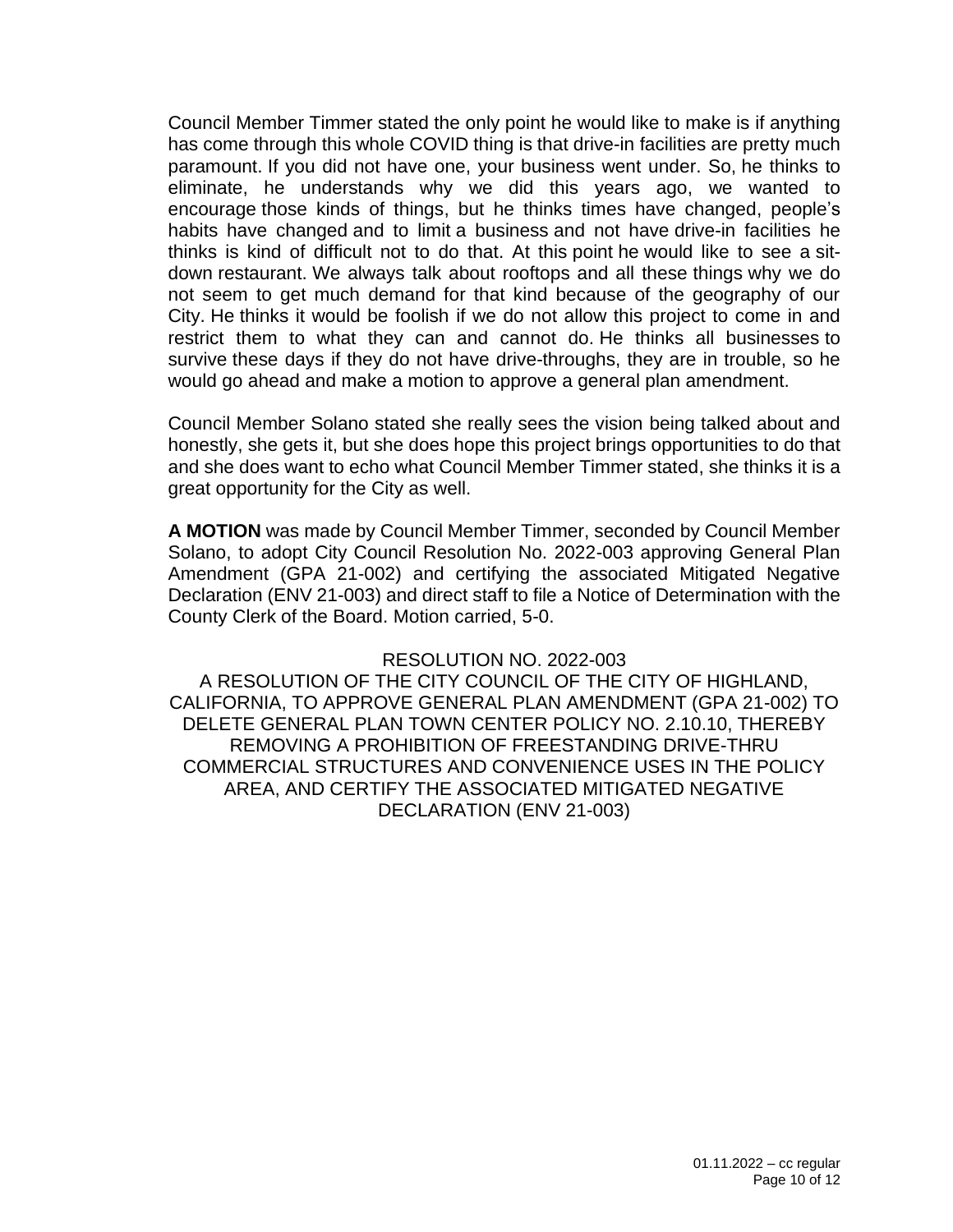Council Member Timmer stated the only point he would like to make is if anything has come through this whole COVID thing is that drive-in facilities are pretty much paramount. If you did not have one, your business went under. So, he thinks to eliminate, he understands why we did this years ago, we wanted to encourage those kinds of things, but he thinks times have changed, people's habits have changed and to limit a business and not have drive-in facilities he thinks is kind of difficult not to do that. At this point he would like to see a sit-down restaurant. We always talk about rooftops and all these things why we do not seem to get much demand for that kind because of the geography of our City. He thinks it would be foolish if we do not allow this project to come in and restrict them to what they can and cannot do. He thinks all businesses to survive these days if they do not have drive-throughs, they are in trouble, so he would go ahead and make a motion to approve a general plan amendment.

Council Member Solano stated she really sees the vision being talked about and honestly, she gets it, but she does hope this project brings opportunities to do that and she does want to echo what Council Member Timmer stated, she thinks it is a great opportunity for the City as well.

**A MOTION** was made by Council Member Timmer, seconded by Council Member Solano, to adopt City Council Resolution No. 2022-003 approving General Plan Amendment (GPA 21-002) and certifying the associated Mitigated Negative Declaration (ENV 21-003) and direct staff to file a Notice of Determination with the County Clerk of the Board. Motion carried, 5-0.

RESOLUTION NO. 2022-003

A RESOLUTION OF THE CITY COUNCIL OF THE CITY OF HIGHLAND, CALIFORNIA, TO APPROVE GENERAL PLAN AMENDMENT (GPA 21-002) TO DELETE GENERAL PLAN TOWN CENTER POLICY NO. 2.10.10, THEREBY REMOVING A PROHIBITION OF FREESTANDING DRIVE-THRU COMMERCIAL STRUCTURES AND CONVENIENCE USES IN THE POLICY AREA, AND CERTIFY THE ASSOCIATED MITIGATED NEGATIVE DECLARATION (ENV 21-003)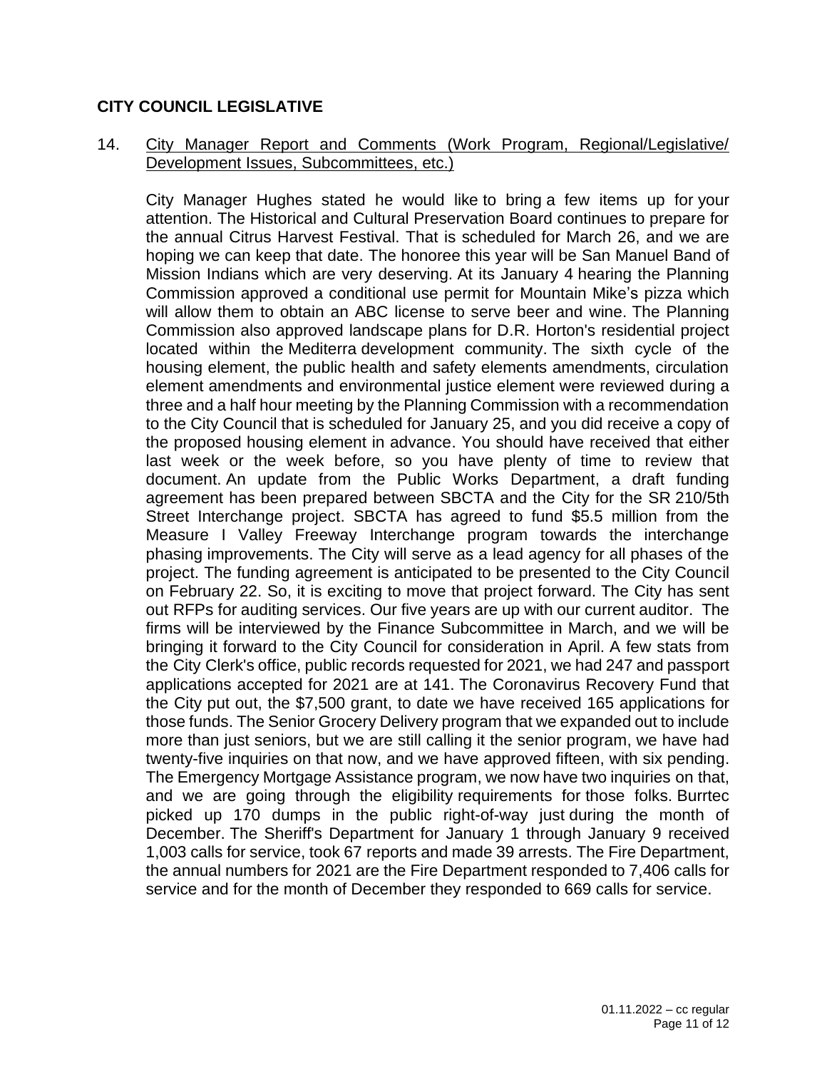## CITY COUNCIL LEGISLATIVE

14. City Manager Report and Comments (Work Program, Regional/Legislative/ Development Issues, Subcommittees, etc.)

City Manager Hughes stated he would like to bring a few items up for your attention. The Historical and Cultural Preservation Board continues to prepare for the annual Citrus Harvest Festival. That is scheduled for March 26, and we are hoping we can keep that date. The honoree this year will be San Manuel Band of Mission Indians which are very deserving. At its January 4 hearing the Planning Commission approved a conditional use permit for Mountain Mike's pizza which will allow them to obtain an ABC license to serve beer and wine. The Planning Commission also approved landscape plans for D.R. Horton's residential project located within the Mediterra development community. The sixth cycle of the housing element, the public health and safety elements amendments, circulation element amendments and environmental justice element were reviewed during a three and a half hour meeting by the Planning Commission with a recommendation to the City Council that is scheduled for January 25, and you did receive a copy of the proposed housing element in advance. You should have received that either last week or the week before, so you have plenty of time to review that document. An update from the Public Works Department, a draft funding agreement has been prepared between SBCTA and the City for the SR 210/5th Street Interchange project. SBCTA has agreed to fund $5.5 million from the Measure I Valley Freeway Interchange program towards the interchange phasing improvements. The City will serve as a lead agency for all phases of the project. The funding agreement is anticipated to be presented to the City Council on February 22. So, it is exciting to move that project forward. The City has sent out RFPs for auditing services. Our five years are up with our current auditor. The firms will be interviewed by the Finance Subcommittee in March, and we will be bringing it forward to the City Council for consideration in April. A few stats from the City Clerk's office, public records requested for 2021, we had 247 and passport applications accepted for 2021 are at 141. The Coronavirus Recovery Fund that the City put out, the $7,500 grant, to date we have received 165 applications for those funds. The Senior Grocery Delivery program that we expanded out to include more than just seniors, but we are still calling it the senior program, we have had twenty-five inquiries on that now, and we have approved fifteen, with six pending. The Emergency Mortgage Assistance program, we now have two inquiries on that, and we are going through the eligibility requirements for those folks. Burrtec picked up 170 dumps in the public right-of-way just during the month of December. The Sheriff's Department for January 1 through January 9 received 1,003 calls for service, took 67 reports and made 39 arrests. The Fire Department, the annual numbers for 2021 are the Fire Department responded to 7,406 calls for service and for the month of December they responded to 669 calls for service.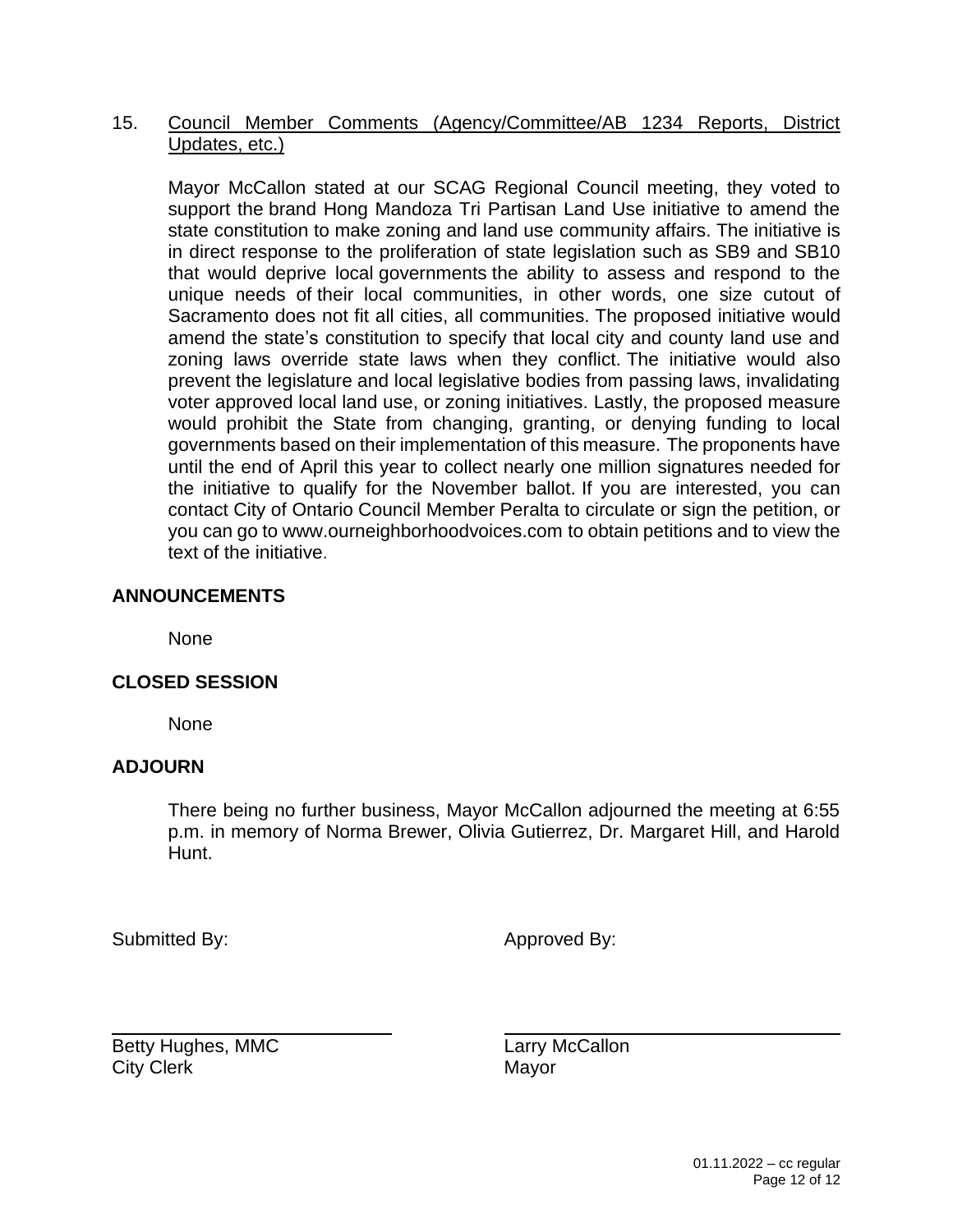15. Council Member Comments (Agency/Committee/AB 1234 Reports, District Updates, etc.)

Mayor McCallon stated at our SCAG Regional Council meeting, they voted to support the brand Hong Mandoza Tri Partisan Land Use initiative to amend the state constitution to make zoning and land use community affairs. The initiative is in direct response to the proliferation of state legislation such as SB9 and SB10 that would deprive local governments the ability to assess and respond to the unique needs of their local communities, in other words, one size cutout of Sacramento does not fit all cities, all communities. The proposed initiative would amend the state's constitution to specify that local city and county land use and zoning laws override state laws when they conflict. The initiative would also prevent the legislature and local legislative bodies from passing laws, invalidating voter approved local land use, or zoning initiatives. Lastly, the proposed measure would prohibit the State from changing, granting, or denying funding to local governments based on their implementation of this measure. The proponents have until the end of April this year to collect nearly one million signatures needed for the initiative to qualify for the November ballot. If you are interested, you can contact City of Ontario Council Member Peralta to circulate or sign the petition, or you can go to www.ourneighborhoodvoices.com to obtain petitions and to view the text of the initiative.

## ANNOUNCEMENTS

None

## CLOSED SESSION

None

## ADJOURN

There being no further business, Mayor McCallon adjourned the meeting at 6:55 p.m. in memory of Norma Brewer, Olivia Gutierrez, Dr. Margaret Hill, and Harold Hunt.

Submitted By:

Betty Hughes, MMC
City Clerk

Approved By:

Larry McCallon
Mayor